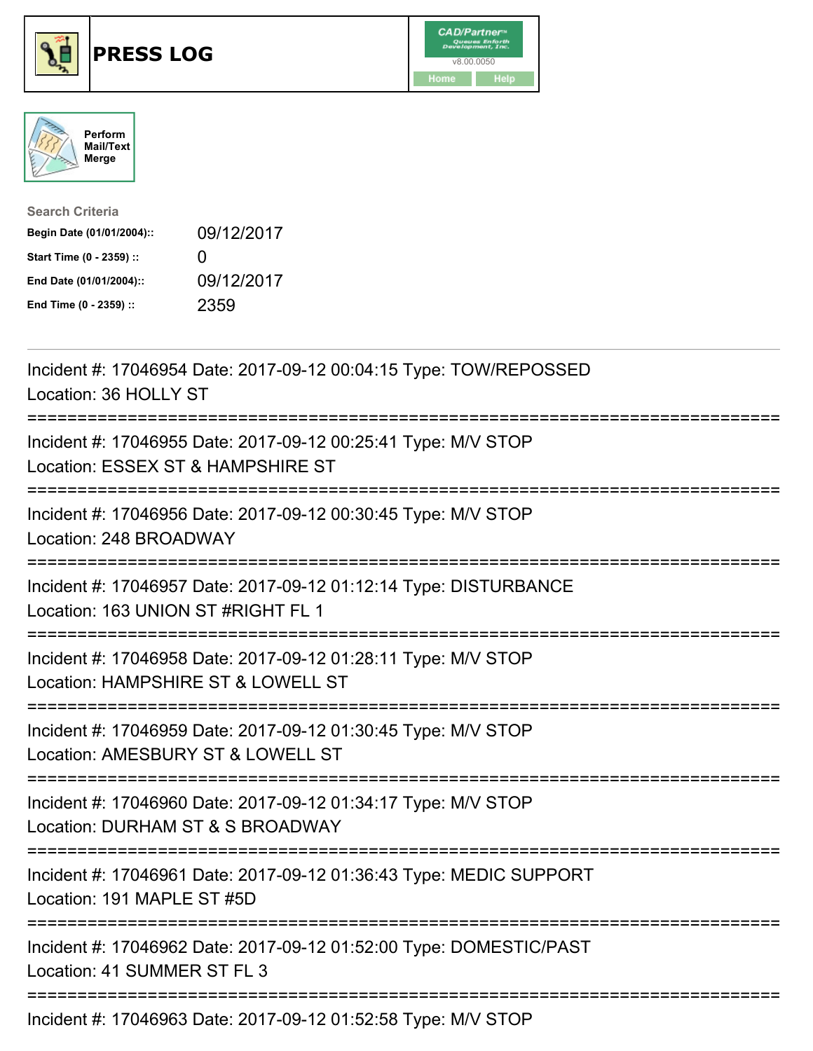# PRESS LOG

CAD/Partner™ v8.00.0050

Home | Help

Perform Mail/Text Merge

**Search Criteria**

| | |
|---|---|
| **Begin Date (01/01/2004)::** | 09/12/2017 |
| **Start Time (0 - 2359) ::** | 0 |
| **End Date (01/01/2004)::** | 09/12/2017 |
| **End Time (0 - 2359) ::** | 2359 |

---

Incident #: 17046954 Date: 2017-09-12 00:04:15 Type: TOW/REPOSSED
Location: 36 HOLLY ST

===========================================================================

Incident #: 17046955 Date: 2017-09-12 00:25:41 Type: M/V STOP
Location: ESSEX ST & HAMPSHIRE ST

===========================================================================

Incident #: 17046956 Date: 2017-09-12 00:30:45 Type: M/V STOP
Location: 248 BROADWAY

===========================================================================

Incident #: 17046957 Date: 2017-09-12 01:12:14 Type: DISTURBANCE
Location: 163 UNION ST #RIGHT FL 1

===========================================================================

Incident #: 17046958 Date: 2017-09-12 01:28:11 Type: M/V STOP
Location: HAMPSHIRE ST & LOWELL ST

===========================================================================

Incident #: 17046959 Date: 2017-09-12 01:30:45 Type: M/V STOP
Location: AMESBURY ST & LOWELL ST

===========================================================================

Incident #: 17046960 Date: 2017-09-12 01:34:17 Type: M/V STOP
Location: DURHAM ST & S BROADWAY

===========================================================================

Incident #: 17046961 Date: 2017-09-12 01:36:43 Type: MEDIC SUPPORT
Location: 191 MAPLE ST #5D

===========================================================================

Incident #: 17046962 Date: 2017-09-12 01:52:00 Type: DOMESTIC/PAST
Location: 41 SUMMER ST FL 3

===========================================================================

Incident #: 17046963 Date: 2017-09-12 01:52:58 Type: M/V STOP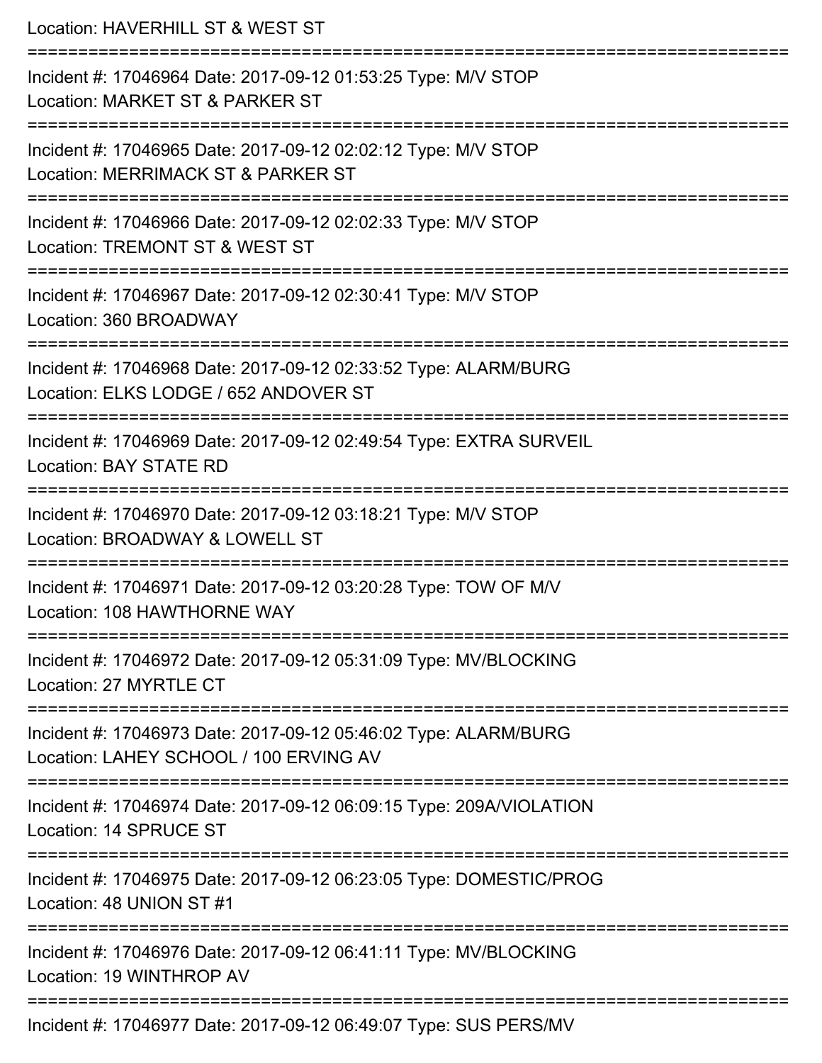Location: HAVERHILL ST & WEST ST

===========================================================================

Incident #: 17046964 Date: 2017-09-12 01:53:25 Type: M/V STOP
Location: MARKET ST & PARKER ST

===========================================================================

Incident #: 17046965 Date: 2017-09-12 02:02:12 Type: M/V STOP
Location: MERRIMACK ST & PARKER ST

===========================================================================

Incident #: 17046966 Date: 2017-09-12 02:02:33 Type: M/V STOP
Location: TREMONT ST & WEST ST

===========================================================================

Incident #: 17046967 Date: 2017-09-12 02:30:41 Type: M/V STOP
Location: 360 BROADWAY

===========================================================================

Incident #: 17046968 Date: 2017-09-12 02:33:52 Type: ALARM/BURG
Location: ELKS LODGE / 652 ANDOVER ST

===========================================================================

Incident #: 17046969 Date: 2017-09-12 02:49:54 Type: EXTRA SURVEIL
Location: BAY STATE RD

===========================================================================

Incident #: 17046970 Date: 2017-09-12 03:18:21 Type: M/V STOP
Location: BROADWAY & LOWELL ST

===========================================================================

Incident #: 17046971 Date: 2017-09-12 03:20:28 Type: TOW OF M/V
Location: 108 HAWTHORNE WAY

===========================================================================

Incident #: 17046972 Date: 2017-09-12 05:31:09 Type: MV/BLOCKING
Location: 27 MYRTLE CT

===========================================================================

Incident #: 17046973 Date: 2017-09-12 05:46:02 Type: ALARM/BURG
Location: LAHEY SCHOOL / 100 ERVING AV

===========================================================================

Incident #: 17046974 Date: 2017-09-12 06:09:15 Type: 209A/VIOLATION
Location: 14 SPRUCE ST

===========================================================================

Incident #: 17046975 Date: 2017-09-12 06:23:05 Type: DOMESTIC/PROG
Location: 48 UNION ST #1

===========================================================================

Incident #: 17046976 Date: 2017-09-12 06:41:11 Type: MV/BLOCKING
Location: 19 WINTHROP AV

===========================================================================

Incident #: 17046977 Date: 2017-09-12 06:49:07 Type: SUS PERS/MV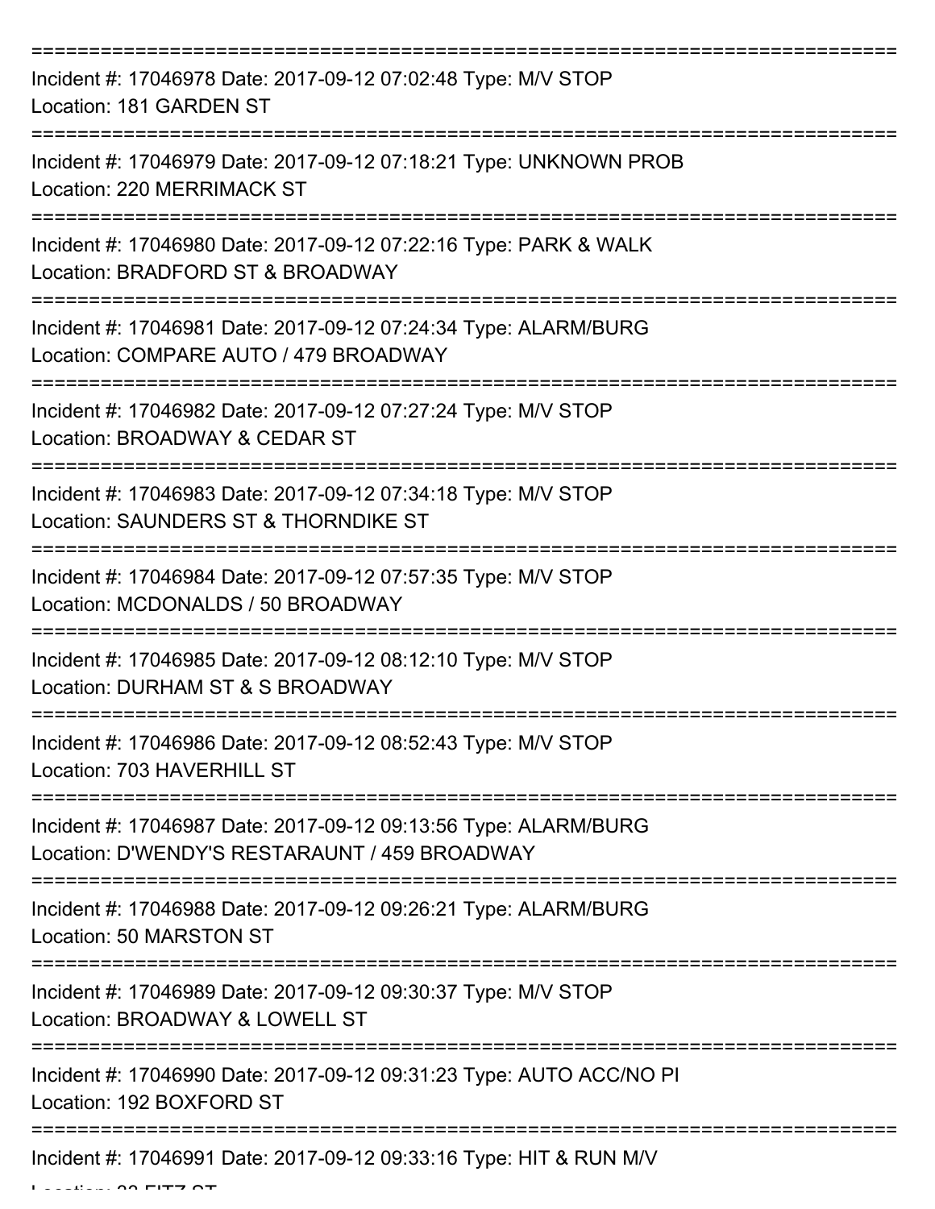===========================================================================
Incident #: 17046978 Date: 2017-09-12 07:02:48 Type: M/V STOP
Location: 181 GARDEN ST
===========================================================================
Incident #: 17046979 Date: 2017-09-12 07:18:21 Type: UNKNOWN PROB
Location: 220 MERRIMACK ST
===========================================================================
Incident #: 17046980 Date: 2017-09-12 07:22:16 Type: PARK & WALK
Location: BRADFORD ST & BROADWAY
===========================================================================
Incident #: 17046981 Date: 2017-09-12 07:24:34 Type: ALARM/BURG
Location: COMPARE AUTO / 479 BROADWAY
===========================================================================
Incident #: 17046982 Date: 2017-09-12 07:27:24 Type: M/V STOP
Location: BROADWAY & CEDAR ST
===========================================================================
Incident #: 17046983 Date: 2017-09-12 07:34:18 Type: M/V STOP
Location: SAUNDERS ST & THORNDIKE ST
===========================================================================
Incident #: 17046984 Date: 2017-09-12 07:57:35 Type: M/V STOP
Location: MCDONALDS / 50 BROADWAY
===========================================================================
Incident #: 17046985 Date: 2017-09-12 08:12:10 Type: M/V STOP
Location: DURHAM ST & S BROADWAY
===========================================================================
Incident #: 17046986 Date: 2017-09-12 08:52:43 Type: M/V STOP
Location: 703 HAVERHILL ST
===========================================================================
Incident #: 17046987 Date: 2017-09-12 09:13:56 Type: ALARM/BURG
Location: D'WENDY'S RESTARAUNT / 459 BROADWAY
===========================================================================
Incident #: 17046988 Date: 2017-09-12 09:26:21 Type: ALARM/BURG
Location: 50 MARSTON ST
===========================================================================
Incident #: 17046989 Date: 2017-09-12 09:30:37 Type: M/V STOP
Location: BROADWAY & LOWELL ST
===========================================================================
Incident #: 17046990 Date: 2017-09-12 09:31:23 Type: AUTO ACC/NO PI
Location: 192 BOXFORD ST
===========================================================================
Incident #: 17046991 Date: 2017-09-12 09:33:16 Type: HIT & RUN M/V
Location: 33 FITZ ST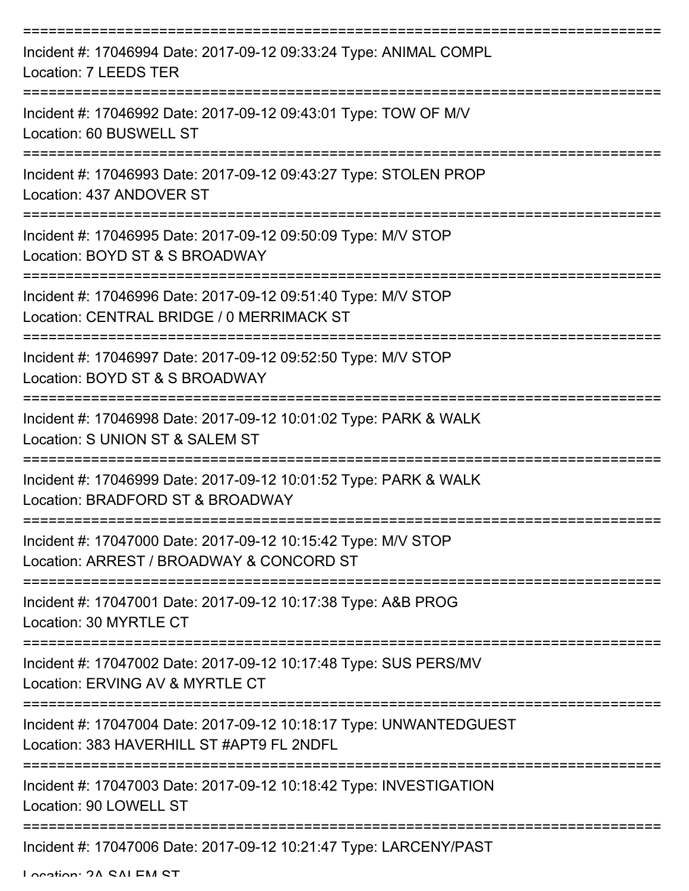===========================================================================

Incident #: 17046994 Date: 2017-09-12 09:33:24 Type: ANIMAL COMPL
Location: 7 LEEDS TER

===========================================================================

Incident #: 17046992 Date: 2017-09-12 09:43:01 Type: TOW OF M/V
Location: 60 BUSWELL ST

===========================================================================

Incident #: 17046993 Date: 2017-09-12 09:43:27 Type: STOLEN PROP
Location: 437 ANDOVER ST

===========================================================================

Incident #: 17046995 Date: 2017-09-12 09:50:09 Type: M/V STOP
Location: BOYD ST & S BROADWAY

===========================================================================

Incident #: 17046996 Date: 2017-09-12 09:51:40 Type: M/V STOP
Location: CENTRAL BRIDGE / 0 MERRIMACK ST

===========================================================================

Incident #: 17046997 Date: 2017-09-12 09:52:50 Type: M/V STOP
Location: BOYD ST & S BROADWAY

===========================================================================

Incident #: 17046998 Date: 2017-09-12 10:01:02 Type: PARK & WALK
Location: S UNION ST & SALEM ST

===========================================================================

Incident #: 17046999 Date: 2017-09-12 10:01:52 Type: PARK & WALK
Location: BRADFORD ST & BROADWAY

===========================================================================

Incident #: 17047000 Date: 2017-09-12 10:15:42 Type: M/V STOP
Location: ARREST / BROADWAY & CONCORD ST

===========================================================================

Incident #: 17047001 Date: 2017-09-12 10:17:38 Type: A&B PROG
Location: 30 MYRTLE CT

===========================================================================

Incident #: 17047002 Date: 2017-09-12 10:17:48 Type: SUS PERS/MV
Location: ERVING AV & MYRTLE CT

===========================================================================

Incident #: 17047004 Date: 2017-09-12 10:18:17 Type: UNWANTEDGUEST
Location: 383 HAVERHILL ST #APT9 FL 2NDFL

===========================================================================

Incident #: 17047003 Date: 2017-09-12 10:18:42 Type: INVESTIGATION
Location: 90 LOWELL ST

===========================================================================

Incident #: 17047006 Date: 2017-09-12 10:21:47 Type: LARCENY/PAST
Location: 2A SALEM ST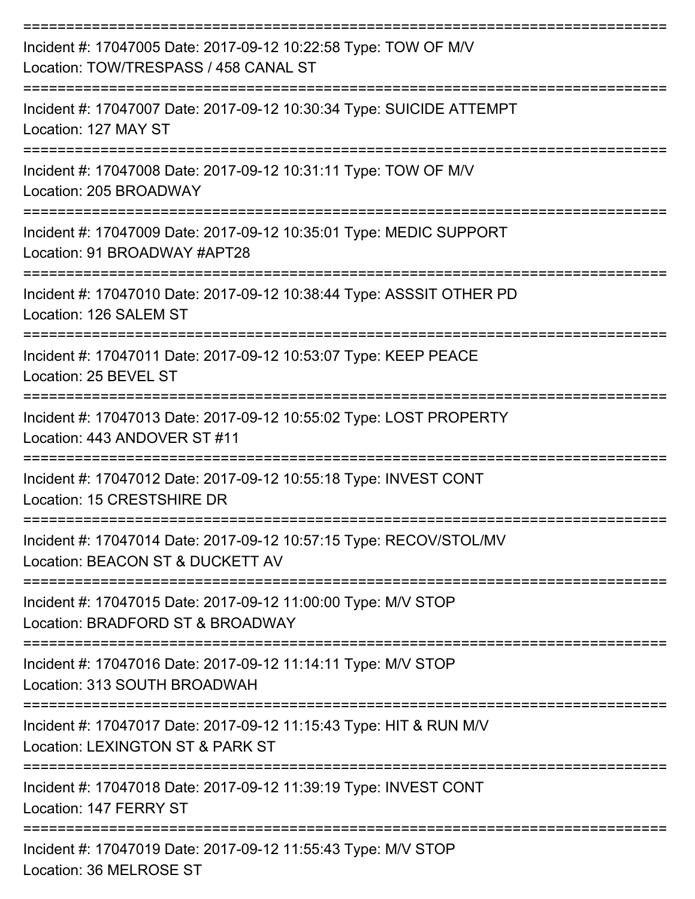===========================================================================
Incident #: 17047005 Date: 2017-09-12 10:22:58 Type: TOW OF M/V
Location: TOW/TRESPASS / 458 CANAL ST
===========================================================================
Incident #: 17047007 Date: 2017-09-12 10:30:34 Type: SUICIDE ATTEMPT
Location: 127 MAY ST
===========================================================================
Incident #: 17047008 Date: 2017-09-12 10:31:11 Type: TOW OF M/V
Location: 205 BROADWAY
===========================================================================
Incident #: 17047009 Date: 2017-09-12 10:35:01 Type: MEDIC SUPPORT
Location: 91 BROADWAY #APT28
===========================================================================
Incident #: 17047010 Date: 2017-09-12 10:38:44 Type: ASSSIT OTHER PD
Location: 126 SALEM ST
===========================================================================
Incident #: 17047011 Date: 2017-09-12 10:53:07 Type: KEEP PEACE
Location: 25 BEVEL ST
===========================================================================
Incident #: 17047013 Date: 2017-09-12 10:55:02 Type: LOST PROPERTY
Location: 443 ANDOVER ST #11
===========================================================================
Incident #: 17047012 Date: 2017-09-12 10:55:18 Type: INVEST CONT
Location: 15 CRESTSHIRE DR
===========================================================================
Incident #: 17047014 Date: 2017-09-12 10:57:15 Type: RECOV/STOL/MV
Location: BEACON ST & DUCKETT AV
===========================================================================
Incident #: 17047015 Date: 2017-09-12 11:00:00 Type: M/V STOP
Location: BRADFORD ST & BROADWAY
===========================================================================
Incident #: 17047016 Date: 2017-09-12 11:14:11 Type: M/V STOP
Location: 313 SOUTH BROADWAH
===========================================================================
Incident #: 17047017 Date: 2017-09-12 11:15:43 Type: HIT & RUN M/V
Location: LEXINGTON ST & PARK ST
===========================================================================
Incident #: 17047018 Date: 2017-09-12 11:39:19 Type: INVEST CONT
Location: 147 FERRY ST
===========================================================================
Incident #: 17047019 Date: 2017-09-12 11:55:43 Type: M/V STOP
Location: 36 MELROSE ST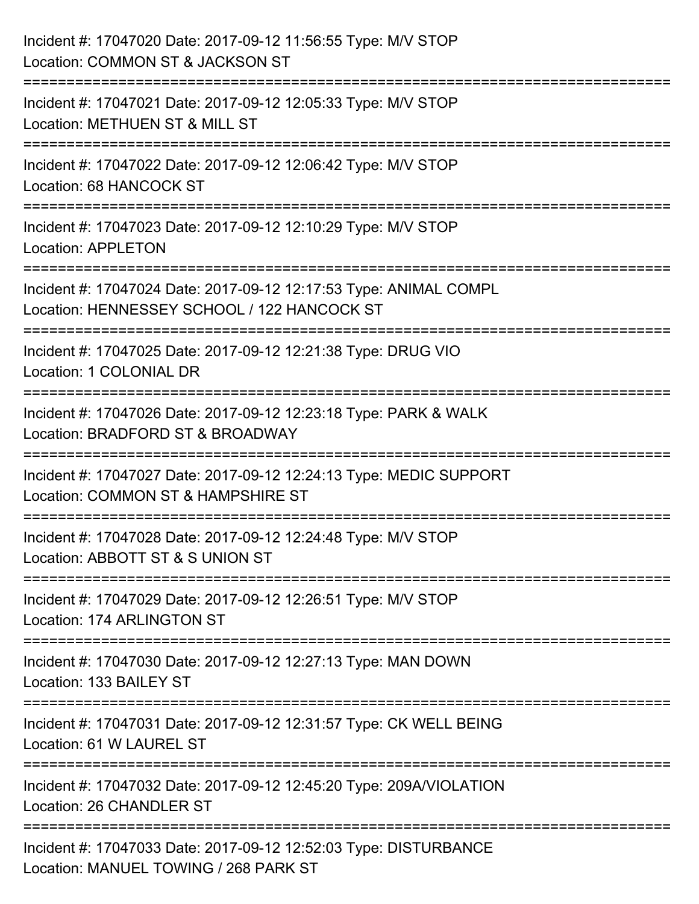Incident #: 17047020 Date: 2017-09-12 11:56:55 Type: M/V STOP
Location: COMMON ST & JACKSON ST

===========================================================================

Incident #: 17047021 Date: 2017-09-12 12:05:33 Type: M/V STOP
Location: METHUEN ST & MILL ST

===========================================================================

Incident #: 17047022 Date: 2017-09-12 12:06:42 Type: M/V STOP
Location: 68 HANCOCK ST

===========================================================================

Incident #: 17047023 Date: 2017-09-12 12:10:29 Type: M/V STOP
Location: APPLETON

===========================================================================

Incident #: 17047024 Date: 2017-09-12 12:17:53 Type: ANIMAL COMPL
Location: HENNESSEY SCHOOL / 122 HANCOCK ST

===========================================================================

Incident #: 17047025 Date: 2017-09-12 12:21:38 Type: DRUG VIO
Location: 1 COLONIAL DR

===========================================================================

Incident #: 17047026 Date: 2017-09-12 12:23:18 Type: PARK & WALK
Location: BRADFORD ST & BROADWAY

===========================================================================

Incident #: 17047027 Date: 2017-09-12 12:24:13 Type: MEDIC SUPPORT
Location: COMMON ST & HAMPSHIRE ST

===========================================================================

Incident #: 17047028 Date: 2017-09-12 12:24:48 Type: M/V STOP
Location: ABBOTT ST & S UNION ST

===========================================================================

Incident #: 17047029 Date: 2017-09-12 12:26:51 Type: M/V STOP
Location: 174 ARLINGTON ST

===========================================================================

Incident #: 17047030 Date: 2017-09-12 12:27:13 Type: MAN DOWN
Location: 133 BAILEY ST

===========================================================================

Incident #: 17047031 Date: 2017-09-12 12:31:57 Type: CK WELL BEING
Location: 61 W LAUREL ST

===========================================================================

Incident #: 17047032 Date: 2017-09-12 12:45:20 Type: 209A/VIOLATION
Location: 26 CHANDLER ST

===========================================================================

Incident #: 17047033 Date: 2017-09-12 12:52:03 Type: DISTURBANCE
Location: MANUEL TOWING / 268 PARK ST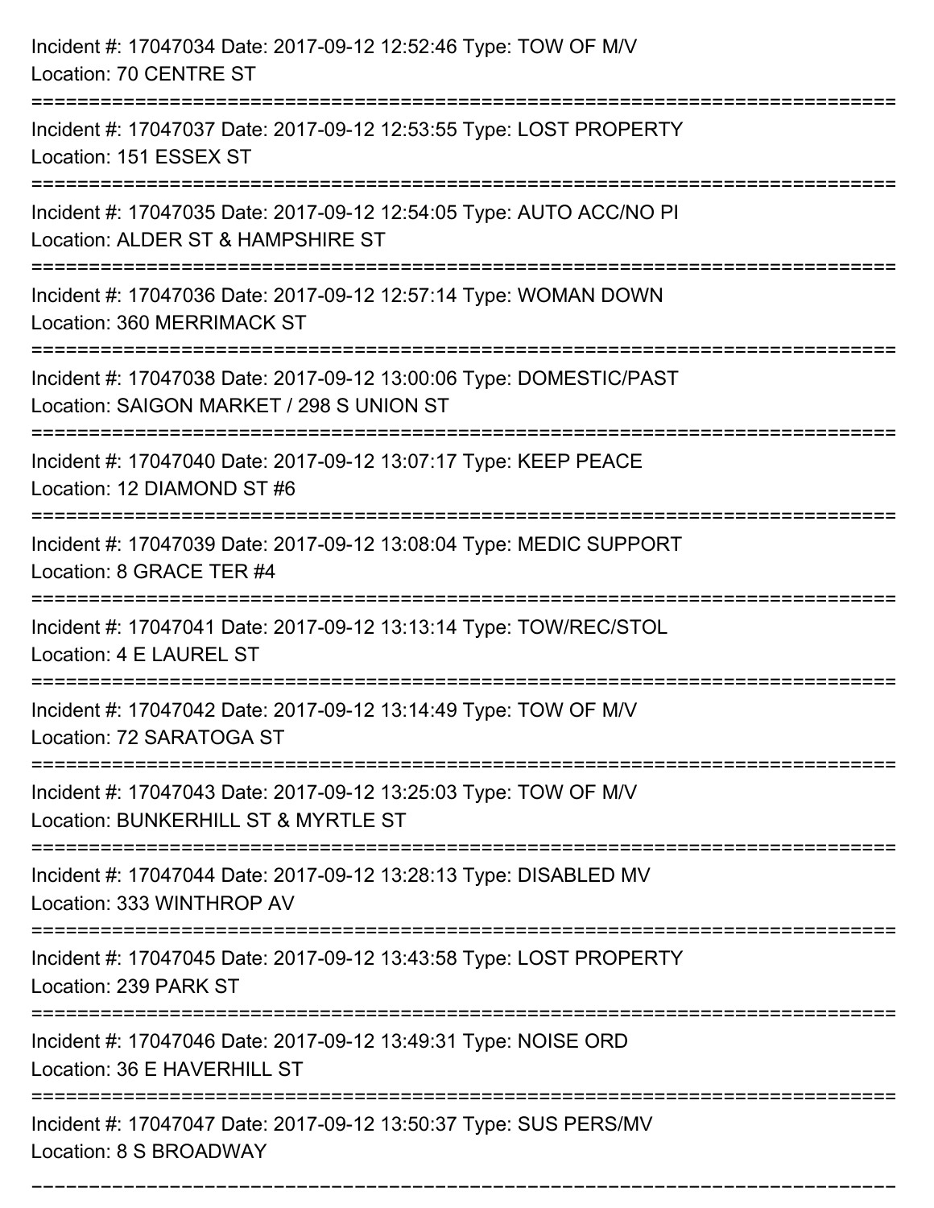Incident #: 17047034 Date: 2017-09-12 12:52:46 Type: TOW OF M/V
Location: 70 CENTRE ST

===========================================================================

Incident #: 17047037 Date: 2017-09-12 12:53:55 Type: LOST PROPERTY
Location: 151 ESSEX ST

===========================================================================

Incident #: 17047035 Date: 2017-09-12 12:54:05 Type: AUTO ACC/NO PI
Location: ALDER ST & HAMPSHIRE ST

===========================================================================

Incident #: 17047036 Date: 2017-09-12 12:57:14 Type: WOMAN DOWN
Location: 360 MERRIMACK ST

===========================================================================

Incident #: 17047038 Date: 2017-09-12 13:00:06 Type: DOMESTIC/PAST
Location: SAIGON MARKET / 298 S UNION ST

===========================================================================

Incident #: 17047040 Date: 2017-09-12 13:07:17 Type: KEEP PEACE
Location: 12 DIAMOND ST #6

===========================================================================

Incident #: 17047039 Date: 2017-09-12 13:08:04 Type: MEDIC SUPPORT
Location: 8 GRACE TER #4

===========================================================================

Incident #: 17047041 Date: 2017-09-12 13:13:14 Type: TOW/REC/STOL
Location: 4 E LAUREL ST

===========================================================================

Incident #: 17047042 Date: 2017-09-12 13:14:49 Type: TOW OF M/V
Location: 72 SARATOGA ST

===========================================================================

Incident #: 17047043 Date: 2017-09-12 13:25:03 Type: TOW OF M/V
Location: BUNKERHILL ST & MYRTLE ST

===========================================================================

Incident #: 17047044 Date: 2017-09-12 13:28:13 Type: DISABLED MV
Location: 333 WINTHROP AV

===========================================================================

Incident #: 17047045 Date: 2017-09-12 13:43:58 Type: LOST PROPERTY
Location: 239 PARK ST

===========================================================================

Incident #: 17047046 Date: 2017-09-12 13:49:31 Type: NOISE ORD
Location: 36 E HAVERHILL ST

===========================================================================

Incident #: 17047047 Date: 2017-09-12 13:50:37 Type: SUS PERS/MV
Location: 8 S BROADWAY

===========================================================================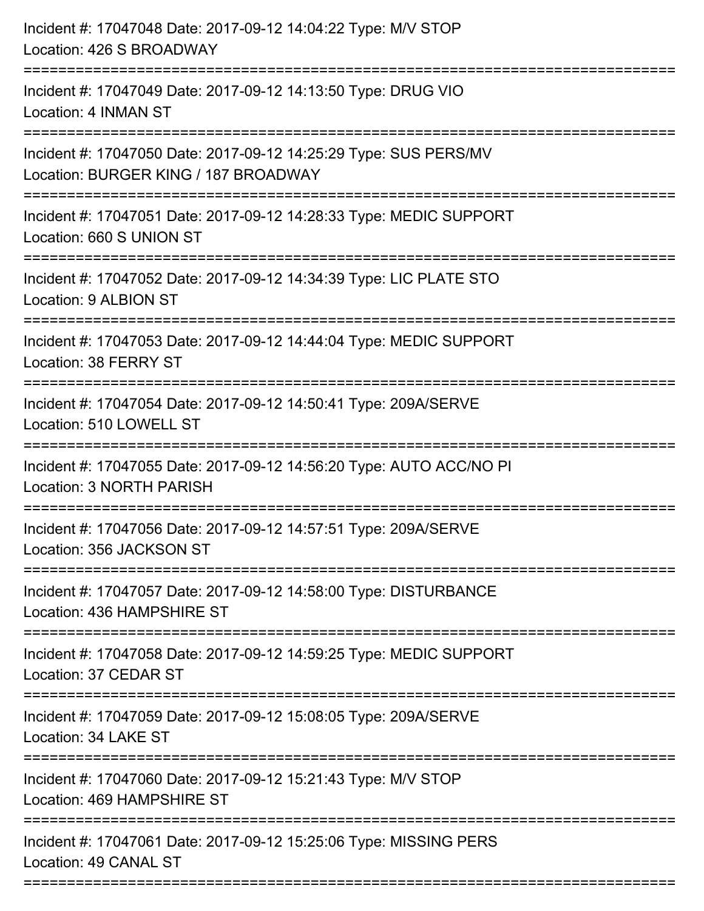Incident #: 17047048 Date: 2017-09-12 14:04:22 Type: M/V STOP
Location: 426 S BROADWAY

===========================================================================

Incident #: 17047049 Date: 2017-09-12 14:13:50 Type: DRUG VIO
Location: 4 INMAN ST

===========================================================================

Incident #: 17047050 Date: 2017-09-12 14:25:29 Type: SUS PERS/MV
Location: BURGER KING / 187 BROADWAY

===========================================================================

Incident #: 17047051 Date: 2017-09-12 14:28:33 Type: MEDIC SUPPORT
Location: 660 S UNION ST

===========================================================================

Incident #: 17047052 Date: 2017-09-12 14:34:39 Type: LIC PLATE STO
Location: 9 ALBION ST

===========================================================================

Incident #: 17047053 Date: 2017-09-12 14:44:04 Type: MEDIC SUPPORT
Location: 38 FERRY ST

===========================================================================

Incident #: 17047054 Date: 2017-09-12 14:50:41 Type: 209A/SERVE
Location: 510 LOWELL ST

===========================================================================

Incident #: 17047055 Date: 2017-09-12 14:56:20 Type: AUTO ACC/NO PI
Location: 3 NORTH PARISH

===========================================================================

Incident #: 17047056 Date: 2017-09-12 14:57:51 Type: 209A/SERVE
Location: 356 JACKSON ST

===========================================================================

Incident #: 17047057 Date: 2017-09-12 14:58:00 Type: DISTURBANCE
Location: 436 HAMPSHIRE ST

===========================================================================

Incident #: 17047058 Date: 2017-09-12 14:59:25 Type: MEDIC SUPPORT
Location: 37 CEDAR ST

===========================================================================

Incident #: 17047059 Date: 2017-09-12 15:08:05 Type: 209A/SERVE
Location: 34 LAKE ST

===========================================================================

Incident #: 17047060 Date: 2017-09-12 15:21:43 Type: M/V STOP
Location: 469 HAMPSHIRE ST

===========================================================================

Incident #: 17047061 Date: 2017-09-12 15:25:06 Type: MISSING PERS
Location: 49 CANAL ST

===========================================================================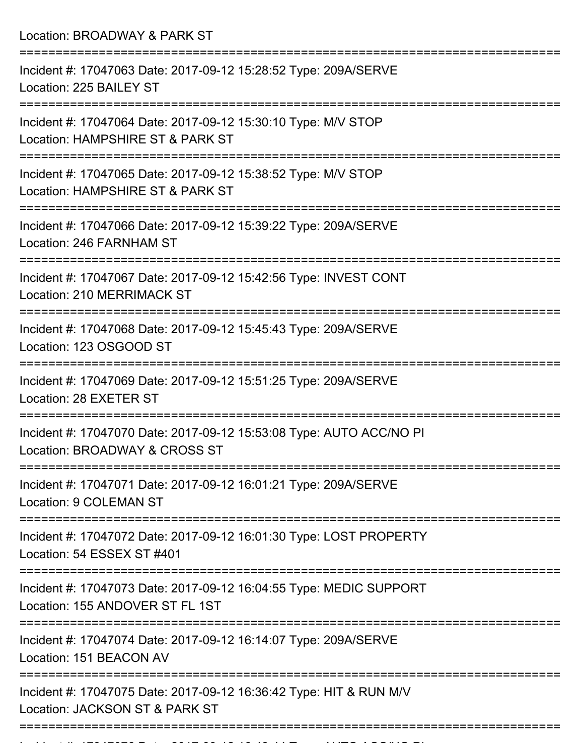Location: BROADWAY & PARK ST

===========================================================================

Incident #: 17047063 Date: 2017-09-12 15:28:52 Type: 209A/SERVE
Location: 225 BAILEY ST

===========================================================================

Incident #: 17047064 Date: 2017-09-12 15:30:10 Type: M/V STOP
Location: HAMPSHIRE ST & PARK ST

===========================================================================

Incident #: 17047065 Date: 2017-09-12 15:38:52 Type: M/V STOP
Location: HAMPSHIRE ST & PARK ST

===========================================================================

Incident #: 17047066 Date: 2017-09-12 15:39:22 Type: 209A/SERVE
Location: 246 FARNHAM ST

===========================================================================

Incident #: 17047067 Date: 2017-09-12 15:42:56 Type: INVEST CONT
Location: 210 MERRIMACK ST

===========================================================================

Incident #: 17047068 Date: 2017-09-12 15:45:43 Type: 209A/SERVE
Location: 123 OSGOOD ST

===========================================================================

Incident #: 17047069 Date: 2017-09-12 15:51:25 Type: 209A/SERVE
Location: 28 EXETER ST

===========================================================================

Incident #: 17047070 Date: 2017-09-12 15:53:08 Type: AUTO ACC/NO PI
Location: BROADWAY & CROSS ST

===========================================================================

Incident #: 17047071 Date: 2017-09-12 16:01:21 Type: 209A/SERVE
Location: 9 COLEMAN ST

===========================================================================

Incident #: 17047072 Date: 2017-09-12 16:01:30 Type: LOST PROPERTY
Location: 54 ESSEX ST #401

===========================================================================

Incident #: 17047073 Date: 2017-09-12 16:04:55 Type: MEDIC SUPPORT
Location: 155 ANDOVER ST FL 1ST

===========================================================================

Incident #: 17047074 Date: 2017-09-12 16:14:07 Type: 209A/SERVE
Location: 151 BEACON AV

===========================================================================

Incident #: 17047075 Date: 2017-09-12 16:36:42 Type: HIT & RUN M/V
Location: JACKSON ST & PARK ST

===========================================================================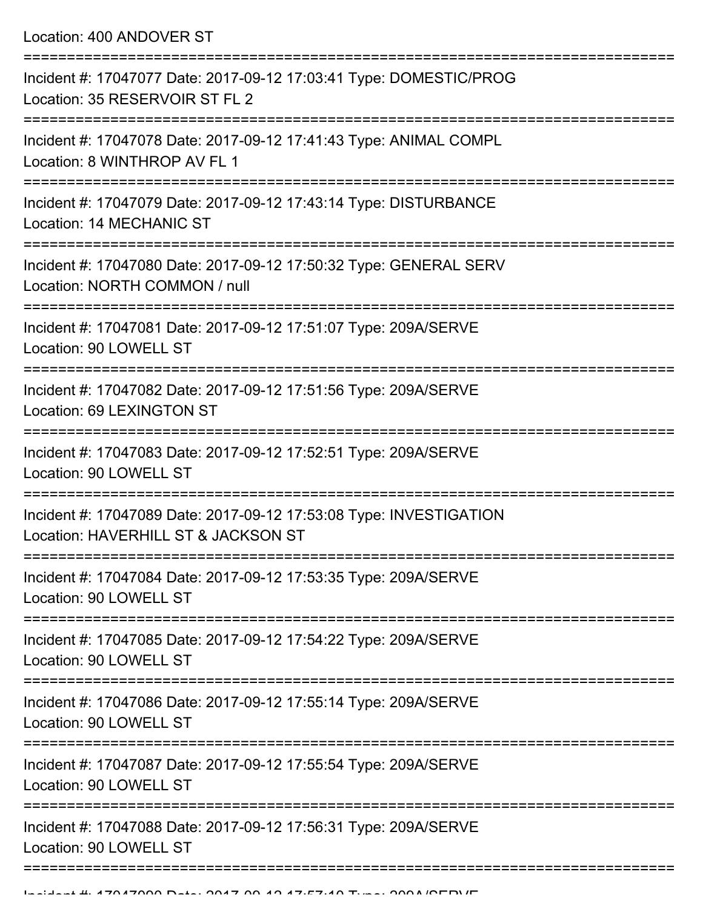Location: 400 ANDOVER ST

===========================================================================

Incident #: 17047077 Date: 2017-09-12 17:03:41 Type: DOMESTIC/PROG
Location: 35 RESERVOIR ST FL 2

===========================================================================

Incident #: 17047078 Date: 2017-09-12 17:41:43 Type: ANIMAL COMPL
Location: 8 WINTHROP AV FL 1

===========================================================================

Incident #: 17047079 Date: 2017-09-12 17:43:14 Type: DISTURBANCE
Location: 14 MECHANIC ST

===========================================================================

Incident #: 17047080 Date: 2017-09-12 17:50:32 Type: GENERAL SERV
Location: NORTH COMMON / null

===========================================================================

Incident #: 17047081 Date: 2017-09-12 17:51:07 Type: 209A/SERVE
Location: 90 LOWELL ST

===========================================================================

Incident #: 17047082 Date: 2017-09-12 17:51:56 Type: 209A/SERVE
Location: 69 LEXINGTON ST

===========================================================================

Incident #: 17047083 Date: 2017-09-12 17:52:51 Type: 209A/SERVE
Location: 90 LOWELL ST

===========================================================================

Incident #: 17047089 Date: 2017-09-12 17:53:08 Type: INVESTIGATION
Location: HAVERHILL ST & JACKSON ST

===========================================================================

Incident #: 17047084 Date: 2017-09-12 17:53:35 Type: 209A/SERVE
Location: 90 LOWELL ST

===========================================================================

Incident #: 17047085 Date: 2017-09-12 17:54:22 Type: 209A/SERVE
Location: 90 LOWELL ST

===========================================================================

Incident #: 17047086 Date: 2017-09-12 17:55:14 Type: 209A/SERVE
Location: 90 LOWELL ST

===========================================================================

Incident #: 17047087 Date: 2017-09-12 17:55:54 Type: 209A/SERVE
Location: 90 LOWELL ST

===========================================================================

Incident #: 17047088 Date: 2017-09-12 17:56:31 Type: 209A/SERVE
Location: 90 LOWELL ST

===========================================================================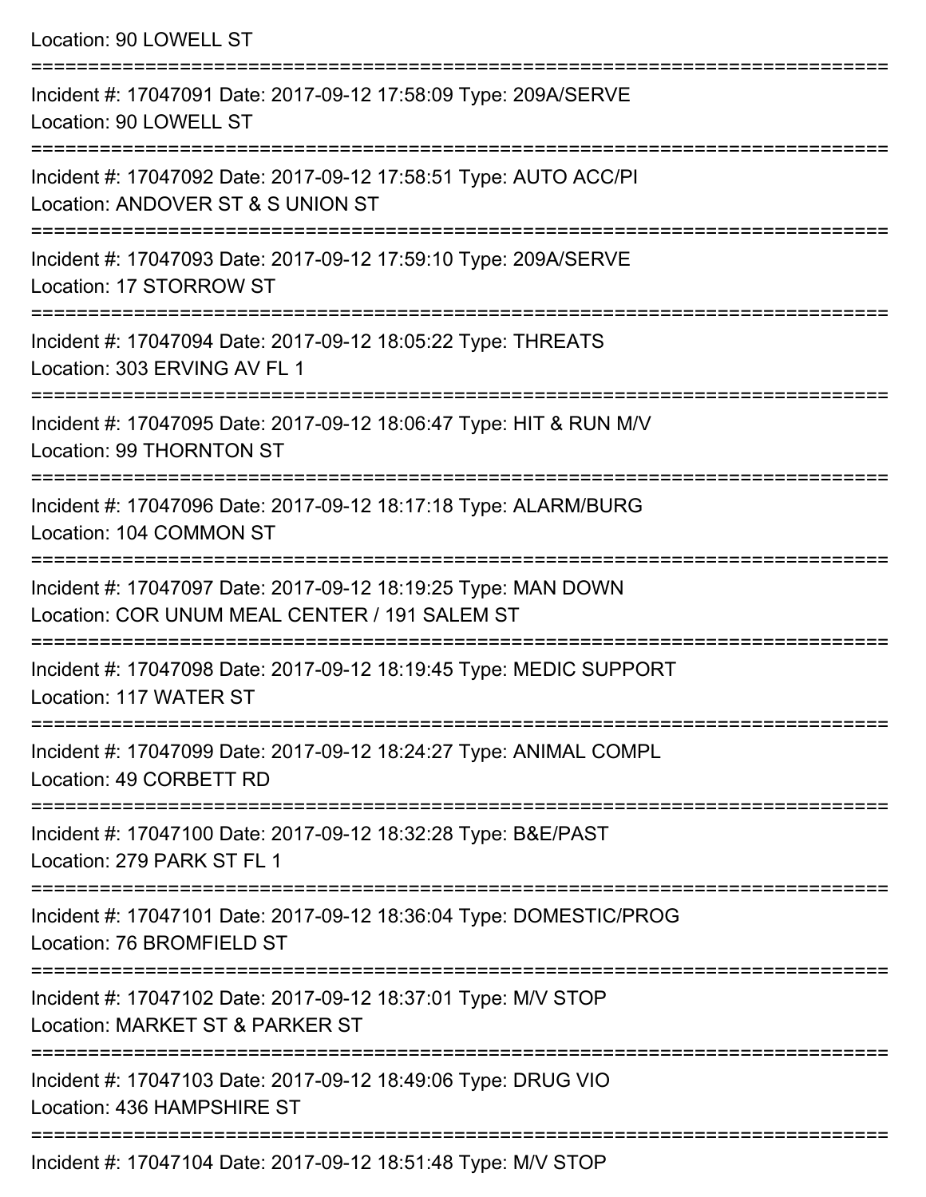Location: 90 LOWELL ST

===========================================================================

Incident #: 17047091 Date: 2017-09-12 17:58:09 Type: 209A/SERVE
Location: 90 LOWELL ST

===========================================================================

Incident #: 17047092 Date: 2017-09-12 17:58:51 Type: AUTO ACC/PI
Location: ANDOVER ST & S UNION ST

===========================================================================

Incident #: 17047093 Date: 2017-09-12 17:59:10 Type: 209A/SERVE
Location: 17 STORROW ST

===========================================================================

Incident #: 17047094 Date: 2017-09-12 18:05:22 Type: THREATS
Location: 303 ERVING AV FL 1

===========================================================================

Incident #: 17047095 Date: 2017-09-12 18:06:47 Type: HIT & RUN M/V
Location: 99 THORNTON ST

===========================================================================

Incident #: 17047096 Date: 2017-09-12 18:17:18 Type: ALARM/BURG
Location: 104 COMMON ST

===========================================================================

Incident #: 17047097 Date: 2017-09-12 18:19:25 Type: MAN DOWN
Location: COR UNUM MEAL CENTER / 191 SALEM ST

===========================================================================

Incident #: 17047098 Date: 2017-09-12 18:19:45 Type: MEDIC SUPPORT
Location: 117 WATER ST

===========================================================================

Incident #: 17047099 Date: 2017-09-12 18:24:27 Type: ANIMAL COMPL
Location: 49 CORBETT RD

===========================================================================

Incident #: 17047100 Date: 2017-09-12 18:32:28 Type: B&E/PAST
Location: 279 PARK ST FL 1

===========================================================================

Incident #: 17047101 Date: 2017-09-12 18:36:04 Type: DOMESTIC/PROG
Location: 76 BROMFIELD ST

===========================================================================

Incident #: 17047102 Date: 2017-09-12 18:37:01 Type: M/V STOP
Location: MARKET ST & PARKER ST

===========================================================================

Incident #: 17047103 Date: 2017-09-12 18:49:06 Type: DRUG VIO
Location: 436 HAMPSHIRE ST

===========================================================================

Incident #: 17047104 Date: 2017-09-12 18:51:48 Type: M/V STOP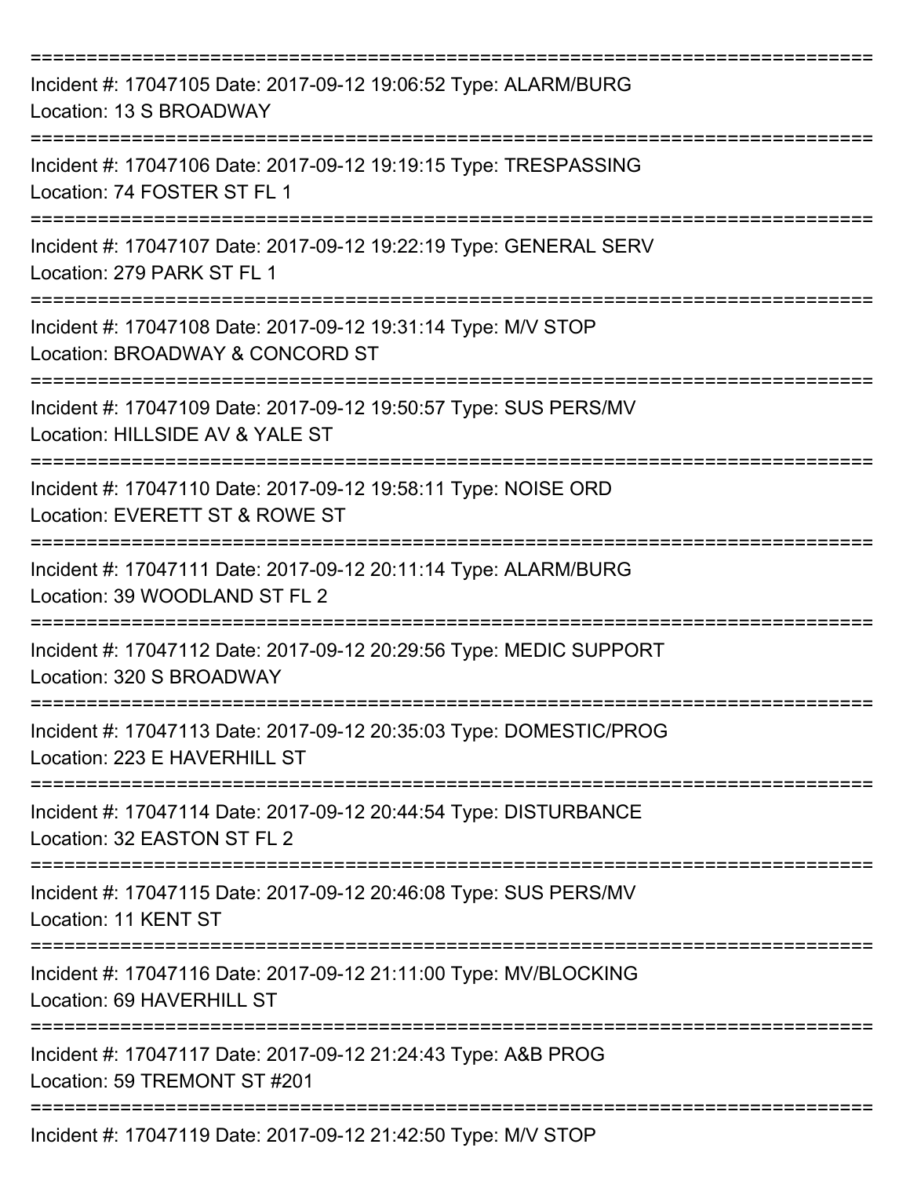===========================================================================
Incident #: 17047105 Date: 2017-09-12 19:06:52 Type: ALARM/BURG
Location: 13 S BROADWAY
===========================================================================
Incident #: 17047106 Date: 2017-09-12 19:19:15 Type: TRESPASSING
Location: 74 FOSTER ST FL 1
===========================================================================
Incident #: 17047107 Date: 2017-09-12 19:22:19 Type: GENERAL SERV
Location: 279 PARK ST FL 1
===========================================================================
Incident #: 17047108 Date: 2017-09-12 19:31:14 Type: M/V STOP
Location: BROADWAY & CONCORD ST
===========================================================================
Incident #: 17047109 Date: 2017-09-12 19:50:57 Type: SUS PERS/MV
Location: HILLSIDE AV & YALE ST
===========================================================================
Incident #: 17047110 Date: 2017-09-12 19:58:11 Type: NOISE ORD
Location: EVERETT ST & ROWE ST
===========================================================================
Incident #: 17047111 Date: 2017-09-12 20:11:14 Type: ALARM/BURG
Location: 39 WOODLAND ST FL 2
===========================================================================
Incident #: 17047112 Date: 2017-09-12 20:29:56 Type: MEDIC SUPPORT
Location: 320 S BROADWAY
===========================================================================
Incident #: 17047113 Date: 2017-09-12 20:35:03 Type: DOMESTIC/PROG
Location: 223 E HAVERHILL ST
===========================================================================
Incident #: 17047114 Date: 2017-09-12 20:44:54 Type: DISTURBANCE
Location: 32 EASTON ST FL 2
===========================================================================
Incident #: 17047115 Date: 2017-09-12 20:46:08 Type: SUS PERS/MV
Location: 11 KENT ST
===========================================================================
Incident #: 17047116 Date: 2017-09-12 21:11:00 Type: MV/BLOCKING
Location: 69 HAVERHILL ST
===========================================================================
Incident #: 17047117 Date: 2017-09-12 21:24:43 Type: A&B PROG
Location: 59 TREMONT ST #201
===========================================================================
Incident #: 17047119 Date: 2017-09-12 21:42:50 Type: M/V STOP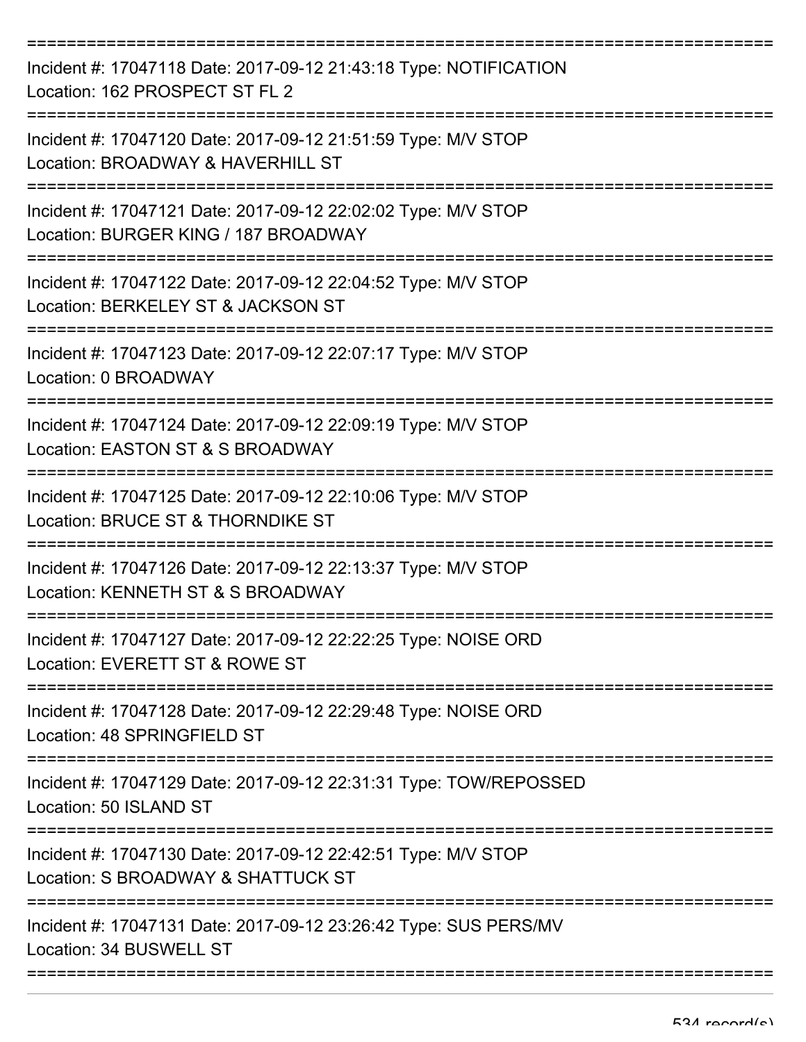===========================================================================

Incident #: 17047118 Date: 2017-09-12 21:43:18 Type: NOTIFICATION
Location: 162 PROSPECT ST FL 2

===========================================================================

Incident #: 17047120 Date: 2017-09-12 21:51:59 Type: M/V STOP
Location: BROADWAY & HAVERHILL ST

===========================================================================

Incident #: 17047121 Date: 2017-09-12 22:02:02 Type: M/V STOP
Location: BURGER KING / 187 BROADWAY

===========================================================================

Incident #: 17047122 Date: 2017-09-12 22:04:52 Type: M/V STOP
Location: BERKELEY ST & JACKSON ST

===========================================================================

Incident #: 17047123 Date: 2017-09-12 22:07:17 Type: M/V STOP
Location: 0 BROADWAY

===========================================================================

Incident #: 17047124 Date: 2017-09-12 22:09:19 Type: M/V STOP
Location: EASTON ST & S BROADWAY

===========================================================================

Incident #: 17047125 Date: 2017-09-12 22:10:06 Type: M/V STOP
Location: BRUCE ST & THORNDIKE ST

===========================================================================

Incident #: 17047126 Date: 2017-09-12 22:13:37 Type: M/V STOP
Location: KENNETH ST & S BROADWAY

===========================================================================

Incident #: 17047127 Date: 2017-09-12 22:22:25 Type: NOISE ORD
Location: EVERETT ST & ROWE ST

===========================================================================

Incident #: 17047128 Date: 2017-09-12 22:29:48 Type: NOISE ORD
Location: 48 SPRINGFIELD ST

===========================================================================

Incident #: 17047129 Date: 2017-09-12 22:31:31 Type: TOW/REPOSSED
Location: 50 ISLAND ST

===========================================================================

Incident #: 17047130 Date: 2017-09-12 22:42:51 Type: M/V STOP
Location: S BROADWAY & SHATTUCK ST

===========================================================================

Incident #: 17047131 Date: 2017-09-12 23:26:42 Type: SUS PERS/MV
Location: 34 BUSWELL ST

===========================================================================

534 record(s)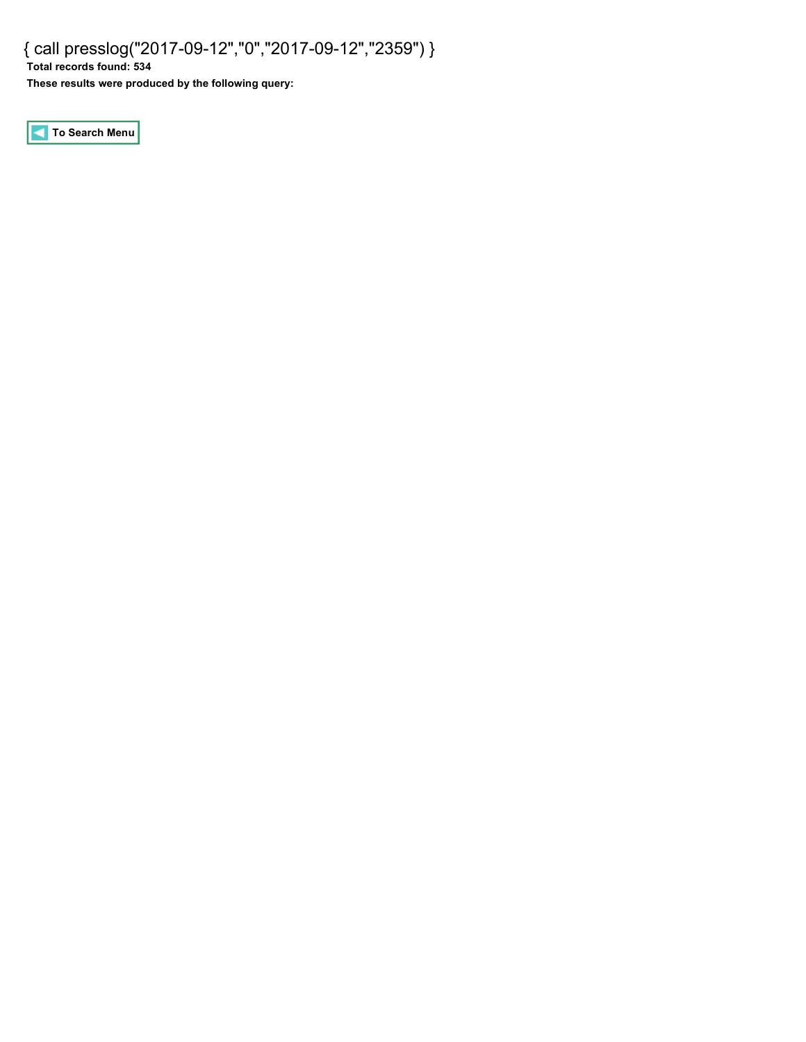{ call presslog("2017-09-12","0","2017-09-12","2359") }

**Total records found: 534**

**These results were produced by the following query:**

**To Search Menu**